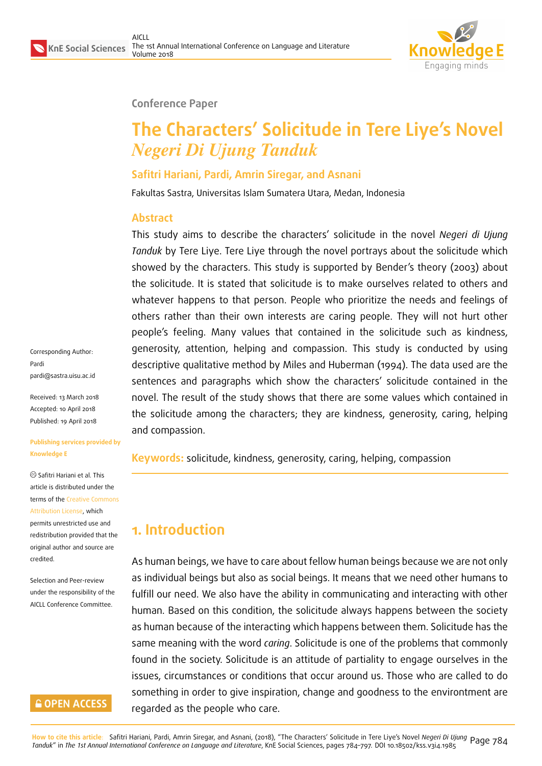Conference Paper

# The Characters' Solicitude in Tere Liye's Novel *Negeri Di Ujung Tanduk*

**Safitri Hariani, Pardi, Amrin Siregar, and Asnani**

Fakultas Sastra, Universitas Islam Sumatera Utara, Medan, Indonesia

## Abstract

This study aims to describe the characters' solicitude in the novel *Negeri di Ujung Tanduk* by Tere Liye. Tere Liye through the novel portrays about the solicitude which showed by the characters. This study is supported by Bender's theory (2003) about the solicitude. It is stated that solicitude is to make ourselves related to others and whatever happens to that person. People who prioritize the needs and feelings of others rather than their own interests are caring people. They will not hurt other people's feeling. Many values that contained in the solicitude such as kindness, generosity, attention, helping and compassion. This study is conducted by using descriptive qualitative method by Miles and Huberman (1994). The data used are the sentences and paragraphs which show the characters' solicitude contained in the novel. The result of the study shows that there are some values which contained in the solicitude among the characters; they are kindness, generosity, caring, helping and compassion.

**Keywords:** solicitude, kindness, generosity, caring, helping, compassion

Corresponding Author:
Pardi
pardi@sastra.uisu.ac.id

Received: 13 March 2018
Accepted: 10 April 2018
Published: 19 April 2018

Publishing services provided by Knowledge E

© Safitri Hariani et al. This article is distributed under the terms of the Creative Commons Attribution License, which permits unrestricted use and redistribution provided that the original author and source are credited.

Selection and Peer-review under the responsibility of the AICLL Conference Committee.

## 1. Introduction

As human beings, we have to care about fellow human beings because we are not only as individual beings but also as social beings. It means that we need other humans to fulfill our need. We also have the ability in communicating and interacting with other human. Based on this condition, the solicitude always happens between the society as human because of the interacting which happens between them. Solicitude has the same meaning with the word *caring*. Solicitude is one of the problems that commonly found in the society. Solicitude is an attitude of partiality to engage ourselves in the issues, circumstances or conditions that occur around us. Those who are called to do something in order to give inspiration, change and goodness to the environtment are regarded as the people who care.

**How to cite this article:** Safitri Hariani, Pardi, Amrin Siregar, and Asnani, (2018), "The Characters' Solicitude in Tere Liye's Novel *Negeri Di Ujung Tanduk*" in *The 1st Annual International Conference on Language and Literature*, KnE Social Sciences, pages 784–797. DOI 10.18502/kss.v3i4.1985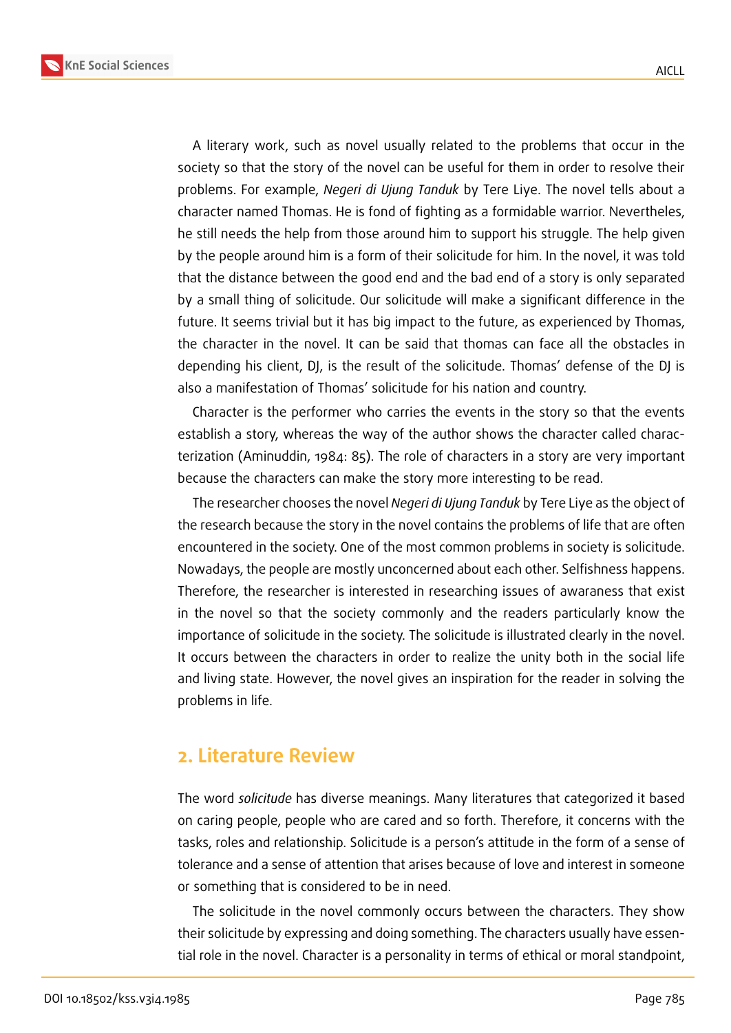A literary work, such as novel usually related to the problems that occur in the society so that the story of the novel can be useful for them in order to resolve their problems. For example, *Negeri di Ujung Tanduk* by Tere Liye. The novel tells about a character named Thomas. He is fond of fighting as a formidable warrior. Nevertheles, he still needs the help from those around him to support his struggle. The help given by the people around him is a form of their solicitude for him. In the novel, it was told that the distance between the good end and the bad end of a story is only separated by a small thing of solicitude. Our solicitude will make a significant difference in the future. It seems trivial but it has big impact to the future, as experienced by Thomas, the character in the novel. It can be said that thomas can face all the obstacles in depending his client, DJ, is the result of the solicitude. Thomas' defense of the DJ is also a manifestation of Thomas' solicitude for his nation and country.

Character is the performer who carries the events in the story so that the events establish a story, whereas the way of the author shows the character called characterization (Aminuddin, 1984: 85). The role of characters in a story are very important because the characters can make the story more interesting to be read.

The researcher chooses the novel *Negeri di Ujung Tanduk* by Tere Liye as the object of the research because the story in the novel contains the problems of life that are often encountered in the society. One of the most common problems in society is solicitude. Nowadays, the people are mostly unconcerned about each other. Selfishness happens. Therefore, the researcher is interested in researching issues of awaraness that exist in the novel so that the society commonly and the readers particularly know the importance of solicitude in the society. The solicitude is illustrated clearly in the novel. It occurs between the characters in order to realize the unity both in the social life and living state. However, the novel gives an inspiration for the reader in solving the problems in life.

## 2. Literature Review

The word *solicitude* has diverse meanings. Many literatures that categorized it based on caring people, people who are cared and so forth. Therefore, it concerns with the tasks, roles and relationship. Solicitude is a person's attitude in the form of a sense of tolerance and a sense of attention that arises because of love and interest in someone or something that is considered to be in need.

The solicitude in the novel commonly occurs between the characters. They show their solicitude by expressing and doing something. The characters usually have essential role in the novel. Character is a personality in terms of ethical or moral standpoint,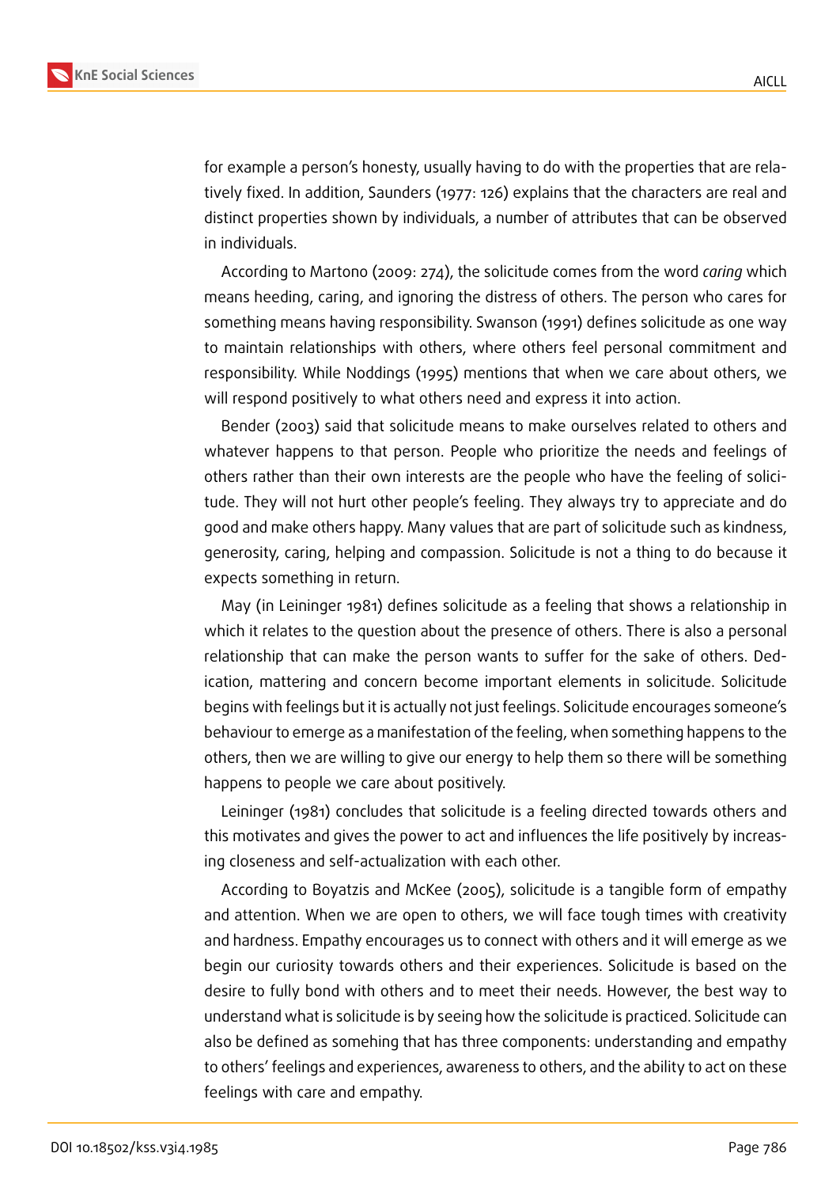for example a person's honesty, usually having to do with the properties that are relatively fixed. In addition, Saunders (1977: 126) explains that the characters are real and distinct properties shown by individuals, a number of attributes that can be observed in individuals.

According to Martono (2009: 274), the solicitude comes from the word *caring* which means heeding, caring, and ignoring the distress of others. The person who cares for something means having responsibility. Swanson (1991) defines solicitude as one way to maintain relationships with others, where others feel personal commitment and responsibility. While Noddings (1995) mentions that when we care about others, we will respond positively to what others need and express it into action.

Bender (2003) said that solicitude means to make ourselves related to others and whatever happens to that person. People who prioritize the needs and feelings of others rather than their own interests are the people who have the feeling of solicitude. They will not hurt other people's feeling. They always try to appreciate and do good and make others happy. Many values that are part of solicitude such as kindness, generosity, caring, helping and compassion. Solicitude is not a thing to do because it expects something in return.

May (in Leininger 1981) defines solicitude as a feeling that shows a relationship in which it relates to the question about the presence of others. There is also a personal relationship that can make the person wants to suffer for the sake of others. Dedication, mattering and concern become important elements in solicitude. Solicitude begins with feelings but it is actually not just feelings. Solicitude encourages someone's behaviour to emerge as a manifestation of the feeling, when something happens to the others, then we are willing to give our energy to help them so there will be something happens to people we care about positively.

Leininger (1981) concludes that solicitude is a feeling directed towards others and this motivates and gives the power to act and influences the life positively by increasing closeness and self-actualization with each other.

According to Boyatzis and McKee (2005), solicitude is a tangible form of empathy and attention. When we are open to others, we will face tough times with creativity and hardness. Empathy encourages us to connect with others and it will emerge as we begin our curiosity towards others and their experiences. Solicitude is based on the desire to fully bond with others and to meet their needs. However, the best way to understand what is solicitude is by seeing how the solicitude is practiced. Solicitude can also be defined as somehing that has three components: understanding and empathy to others' feelings and experiences, awareness to others, and the ability to act on these feelings with care and empathy.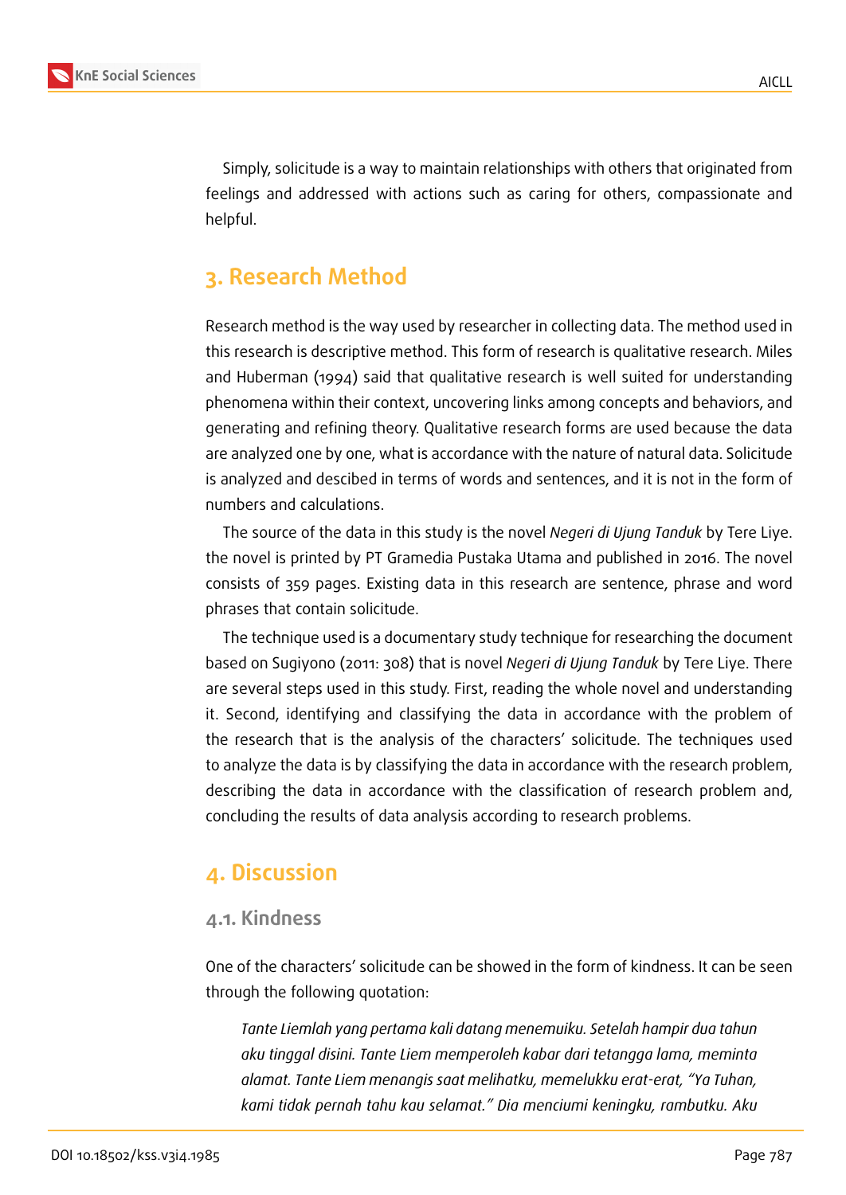Simply, solicitude is a way to maintain relationships with others that originated from feelings and addressed with actions such as caring for others, compassionate and helpful.

## 3. Research Method

Research method is the way used by researcher in collecting data. The method used in this research is descriptive method. This form of research is qualitative research. Miles and Huberman (1994) said that qualitative research is well suited for understanding phenomena within their context, uncovering links among concepts and behaviors, and generating and refining theory. Qualitative research forms are used because the data are analyzed one by one, what is accordance with the nature of natural data. Solicitude is analyzed and descibed in terms of words and sentences, and it is not in the form of numbers and calculations.

The source of the data in this study is the novel *Negeri di Ujung Tanduk* by Tere Liye. the novel is printed by PT Gramedia Pustaka Utama and published in 2016. The novel consists of 359 pages. Existing data in this research are sentence, phrase and word phrases that contain solicitude.

The technique used is a documentary study technique for researching the document based on Sugiyono (2011: 308) that is novel *Negeri di Ujung Tanduk* by Tere Liye. There are several steps used in this study. First, reading the whole novel and understanding it. Second, identifying and classifying the data in accordance with the problem of the research that is the analysis of the characters' solicitude. The techniques used to analyze the data is by classifying the data in accordance with the research problem, describing the data in accordance with the classification of research problem and, concluding the results of data analysis according to research problems.

## 4. Discussion

### 4.1. Kindness

One of the characters' solicitude can be showed in the form of kindness. It can be seen through the following quotation:

> *Tante Liemlah yang pertama kali datang menemuiku. Setelah hampir dua tahun aku tinggal disini. Tante Liem memperoleh kabar dari tetangga lama, meminta alamat. Tante Liem menangis saat melihatku, memelukku erat-erat, "Ya Tuhan, kami tidak pernah tahu kau selamat." Dia menciumi keningku, rambutku. Aku*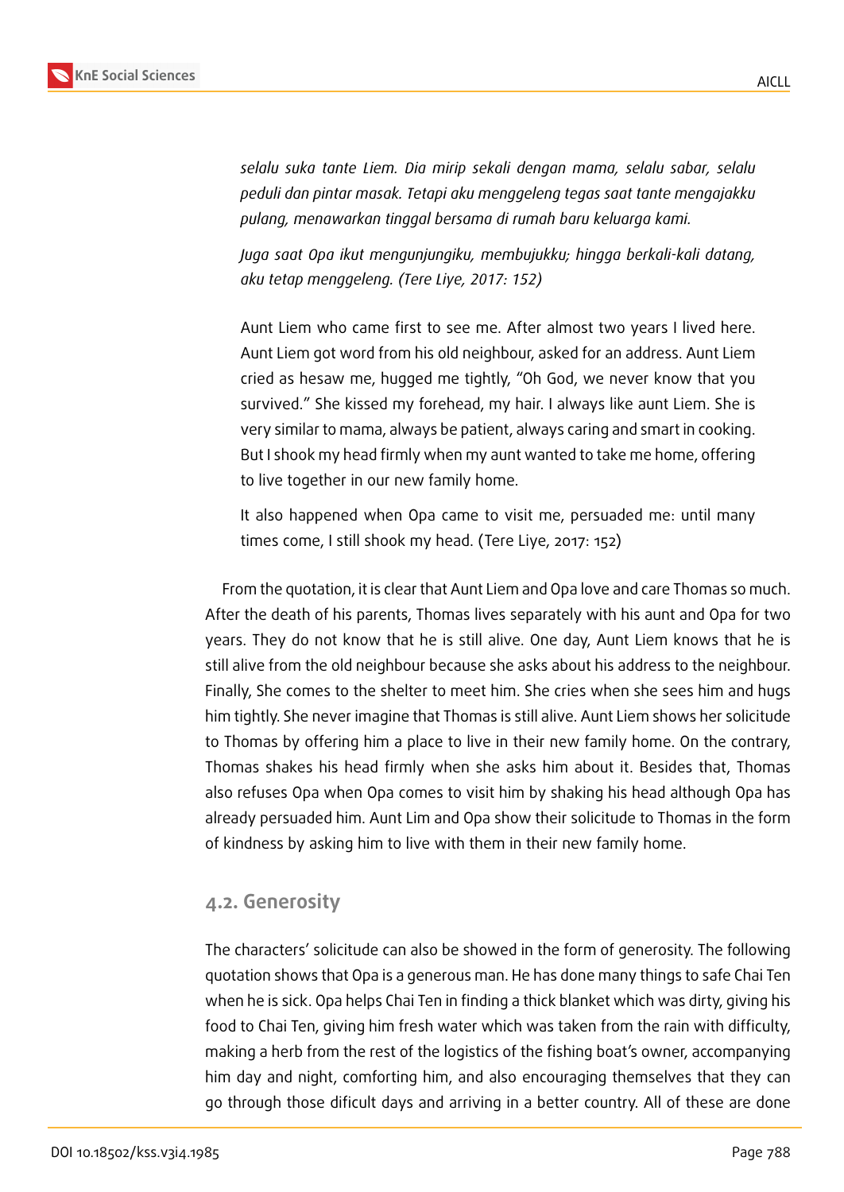*selalu suka tante Liem. Dia mirip sekali dengan mama, selalu sabar, selalu peduli dan pintar masak. Tetapi aku menggeleng tegas saat tante mengajakku pulang, menawarkan tinggal bersama di rumah baru keluarga kami.*

*Juga saat Opa ikut mengunjungiku, membujukku; hingga berkali-kali datang, aku tetap menggeleng. (Tere Liye, 2017: 152)*

Aunt Liem who came first to see me. After almost two years I lived here. Aunt Liem got word from his old neighbour, asked for an address. Aunt Liem cried as hesaw me, hugged me tightly, "Oh God, we never know that you survived." She kissed my forehead, my hair. I always like aunt Liem. She is very similar to mama, always be patient, always caring and smart in cooking. But I shook my head firmly when my aunt wanted to take me home, offering to live together in our new family home.

It also happened when Opa came to visit me, persuaded me: until many times come, I still shook my head. (Tere Liye, 2017: 152)

From the quotation, it is clear that Aunt Liem and Opa love and care Thomas so much. After the death of his parents, Thomas lives separately with his aunt and Opa for two years. They do not know that he is still alive. One day, Aunt Liem knows that he is still alive from the old neighbour because she asks about his address to the neighbour. Finally, She comes to the shelter to meet him. She cries when she sees him and hugs him tightly. She never imagine that Thomas is still alive. Aunt Liem shows her solicitude to Thomas by offering him a place to live in their new family home. On the contrary, Thomas shakes his head firmly when she asks him about it. Besides that, Thomas also refuses Opa when Opa comes to visit him by shaking his head although Opa has already persuaded him. Aunt Lim and Opa show their solicitude to Thomas in the form of kindness by asking him to live with them in their new family home.

## 4.2. Generosity

The characters' solicitude can also be showed in the form of generosity. The following quotation shows that Opa is a generous man. He has done many things to safe Chai Ten when he is sick. Opa helps Chai Ten in finding a thick blanket which was dirty, giving his food to Chai Ten, giving him fresh water which was taken from the rain with difficulty, making a herb from the rest of the logistics of the fishing boat's owner, accompanying him day and night, comforting him, and also encouraging themselves that they can go through those dificult days and arriving in a better country. All of these are done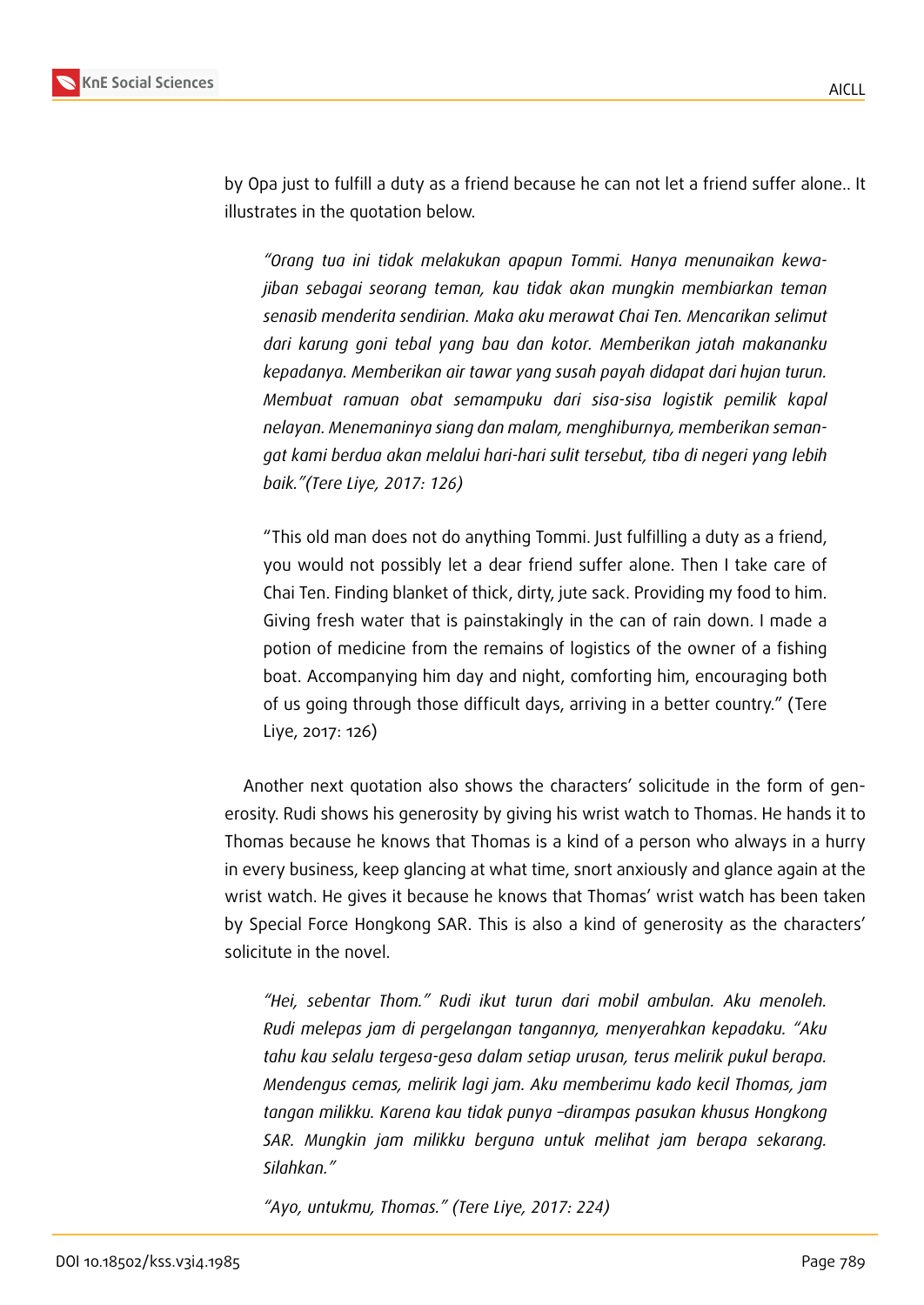by Opa just to fulfill a duty as a friend because he can not let a friend suffer alone.. It illustrates in the quotation below.

> *"Orang tua ini tidak melakukan apapun Tommi. Hanya menunaikan kewajiban sebagai seorang teman, kau tidak akan mungkin membiarkan teman senasib menderita sendirian. Maka aku merawat Chai Ten. Mencarikan selimut dari karung goni tebal yang bau dan kotor. Memberikan jatah makananku kepadanya. Memberikan air tawar yang susah payah didapat dari hujan turun. Membuat ramuan obat semampuku dari sisa-sisa logistik pemilik kapal nelayan. Menemaninya siang dan malam, menghiburnya, memberikan semangat kami berdua akan melalui hari-hari sulit tersebut, tiba di negeri yang lebih baik."(Tere Liye, 2017: 126)*

> "This old man does not do anything Tommi. Just fulfilling a duty as a friend, you would not possibly let a dear friend suffer alone. Then I take care of Chai Ten. Finding blanket of thick, dirty, jute sack. Providing my food to him. Giving fresh water that is painstakingly in the can of rain down. I made a potion of medicine from the remains of logistics of the owner of a fishing boat. Accompanying him day and night, comforting him, encouraging both of us going through those difficult days, arriving in a better country." (Tere Liye, 2017: 126)

Another next quotation also shows the characters' solicitude in the form of generosity. Rudi shows his generosity by giving his wrist watch to Thomas. He hands it to Thomas because he knows that Thomas is a kind of a person who always in a hurry in every business, keep glancing at what time, snort anxiously and glance again at the wrist watch. He gives it because he knows that Thomas' wrist watch has been taken by Special Force Hongkong SAR. This is also a kind of generosity as the characters' solicitute in the novel.

> *"Hei, sebentar Thom." Rudi ikut turun dari mobil ambulan. Aku menoleh. Rudi melepas jam di pergelangan tangannya, menyerahkan kepadaku. "Aku tahu kau selalu tergesa-gesa dalam setiap urusan, terus melirik pukul berapa. Mendengus cemas, melirik lagi jam. Aku memberimu kado kecil Thomas, jam tangan milikku. Karena kau tidak punya –dirampas pasukan khusus Hongkong SAR. Mungkin jam milikku berguna untuk melihat jam berapa sekarang. Silahkan."*
>
> *"Ayo, untukmu, Thomas." (Tere Liye, 2017: 224)*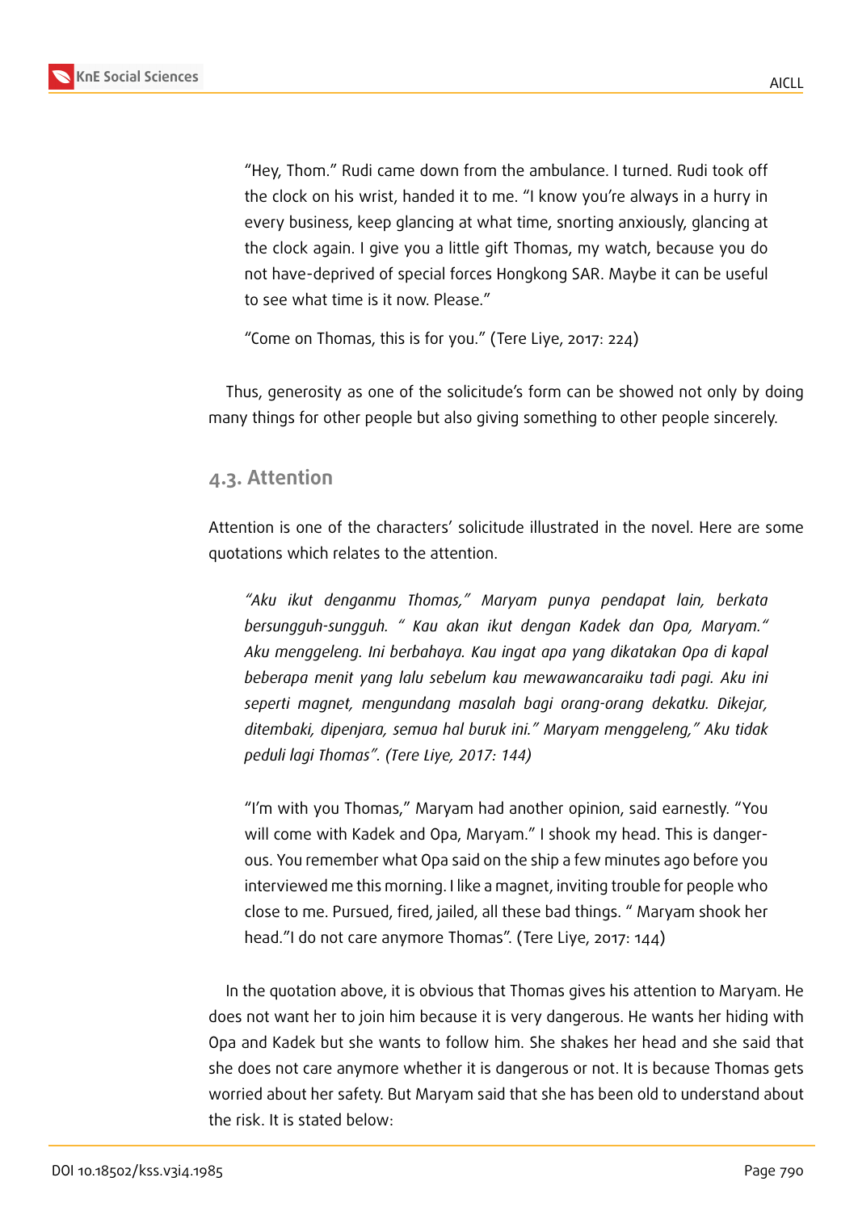"Hey, Thom." Rudi came down from the ambulance. I turned. Rudi took off the clock on his wrist, handed it to me. "I know you're always in a hurry in every business, keep glancing at what time, snorting anxiously, glancing at the clock again. I give you a little gift Thomas, my watch, because you do not have-deprived of special forces Hongkong SAR. Maybe it can be useful to see what time is it now. Please."

"Come on Thomas, this is for you." (Tere Liye, 2017: 224)

Thus, generosity as one of the solicitude's form can be showed not only by doing many things for other people but also giving something to other people sincerely.

### 4.3. Attention

Attention is one of the characters' solicitude illustrated in the novel. Here are some quotations which relates to the attention.

*"Aku ikut denganmu Thomas," Maryam punya pendapat lain, berkata bersungguh-sungguh. " Kau akan ikut dengan Kadek dan Opa, Maryam." Aku menggeleng. Ini berbahaya. Kau ingat apa yang dikatakan Opa di kapal beberapa menit yang lalu sebelum kau mewawancaraiku tadi pagi. Aku ini seperti magnet, mengundang masalah bagi orang-orang dekatku. Dikejar, ditembaki, dipenjara, semua hal buruk ini." Maryam menggeleng," Aku tidak peduli lagi Thomas". (Tere Liye, 2017: 144)*

"I'm with you Thomas," Maryam had another opinion, said earnestly. "You will come with Kadek and Opa, Maryam." I shook my head. This is dangerous. You remember what Opa said on the ship a few minutes ago before you interviewed me this morning. I like a magnet, inviting trouble for people who close to me. Pursued, fired, jailed, all these bad things. " Maryam shook her head."I do not care anymore Thomas". (Tere Liye, 2017: 144)

In the quotation above, it is obvious that Thomas gives his attention to Maryam. He does not want her to join him because it is very dangerous. He wants her hiding with Opa and Kadek but she wants to follow him. She shakes her head and she said that she does not care anymore whether it is dangerous or not. It is because Thomas gets worried about her safety. But Maryam said that she has been old to understand about the risk. It is stated below: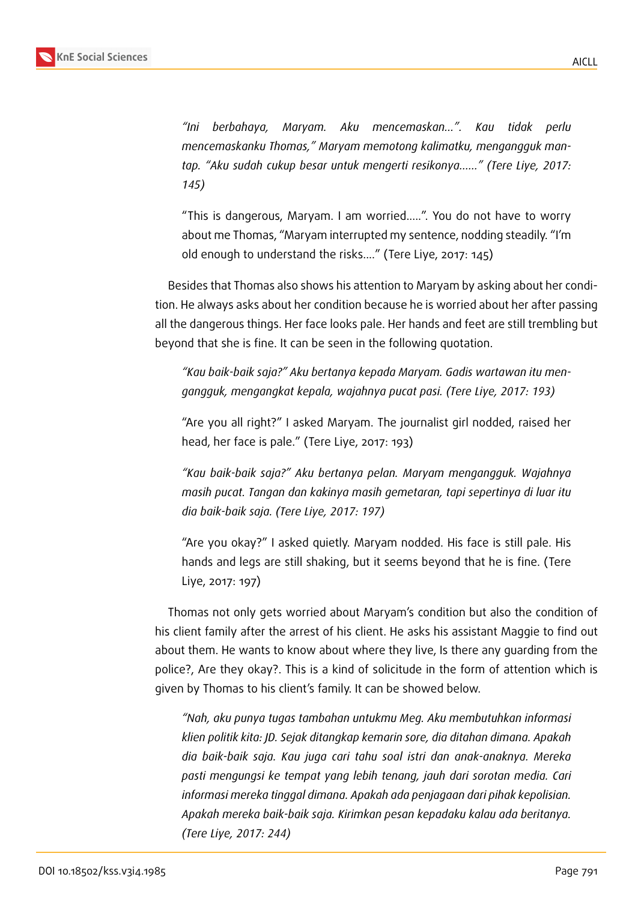> *"Ini berbahaya, Maryam. Aku mencemaskan...". Kau tidak perlu mencemaskanku Thomas," Maryam memotong kalimatku, mengangguk mantap. "Aku sudah cukup besar untuk mengerti resikonya......" (Tere Liye, 2017: 145)*

> "This is dangerous, Maryam. I am worried.....". You do not have to worry about me Thomas, "Maryam interrupted my sentence, nodding steadily. "I'm old enough to understand the risks...." (Tere Liye, 2017: 145)

Besides that Thomas also shows his attention to Maryam by asking about her condition. He always asks about her condition because he is worried about her after passing all the dangerous things. Her face looks pale. Her hands and feet are still trembling but beyond that she is fine. It can be seen in the following quotation.

> *"Kau baik-baik saja?" Aku bertanya kepada Maryam. Gadis wartawan itu mengangguk, mengangkat kepala, wajahnya pucat pasi. (Tere Liye, 2017: 193)*

> "Are you all right?" I asked Maryam. The journalist girl nodded, raised her head, her face is pale." (Tere Liye, 2017: 193)

> *"Kau baik-baik saja?" Aku bertanya pelan. Maryam mengangguk. Wajahnya masih pucat. Tangan dan kakinya masih gemetaran, tapi sepertinya di luar itu dia baik-baik saja. (Tere Liye, 2017: 197)*

> "Are you okay?" I asked quietly. Maryam nodded. His face is still pale. His hands and legs are still shaking, but it seems beyond that he is fine. (Tere Liye, 2017: 197)

Thomas not only gets worried about Maryam's condition but also the condition of his client family after the arrest of his client. He asks his assistant Maggie to find out about them. He wants to know about where they live, Is there any guarding from the police?, Are they okay?. This is a kind of solicitude in the form of attention which is given by Thomas to his client's family. It can be showed below.

> *"Nah, aku punya tugas tambahan untukmu Meg. Aku membutuhkan informasi klien politik kita: JD. Sejak ditangkap kemarin sore, dia ditahan dimana. Apakah dia baik-baik saja. Kau juga cari tahu soal istri dan anak-anaknya. Mereka pasti mengungsi ke tempat yang lebih tenang, jauh dari sorotan media. Cari informasi mereka tinggal dimana. Apakah ada penjagaan dari pihak kepolisian. Apakah mereka baik-baik saja. Kirimkan pesan kepadaku kalau ada beritanya. (Tere Liye, 2017: 244)*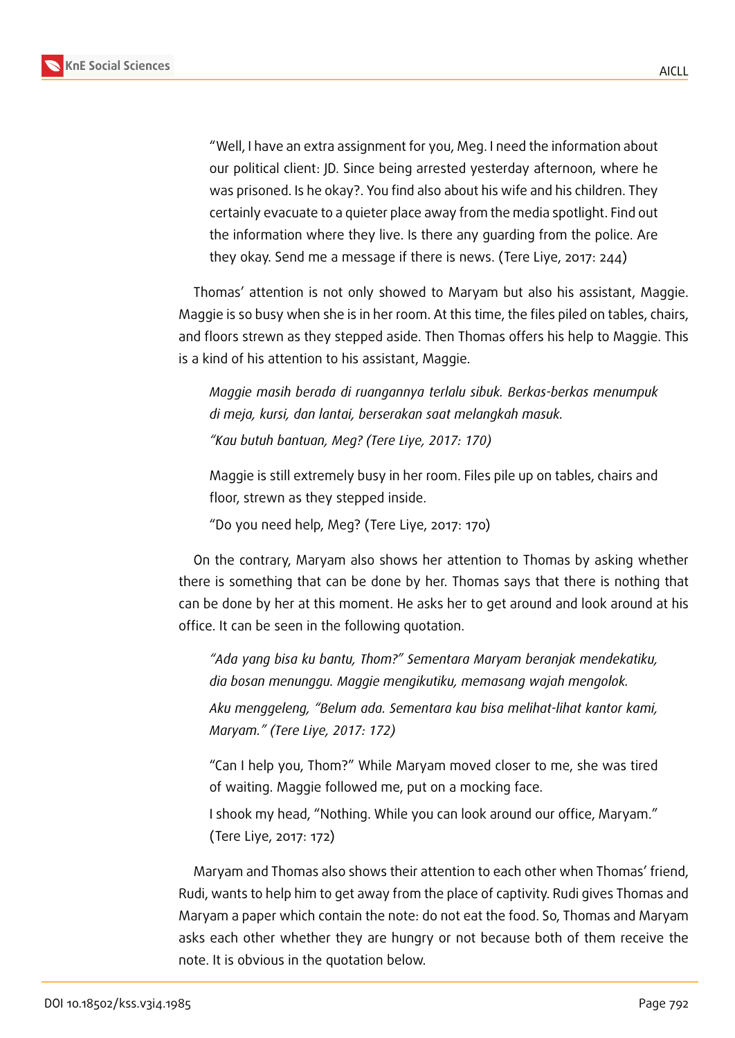> "Well, I have an extra assignment for you, Meg. I need the information about our political client: JD. Since being arrested yesterday afternoon, where he was prisoned. Is he okay?. You find also about his wife and his children. They certainly evacuate to a quieter place away from the media spotlight. Find out the information where they live. Is there any guarding from the police. Are they okay. Send me a message if there is news. (Tere Liye, 2017: 244)

Thomas' attention is not only showed to Maryam but also his assistant, Maggie. Maggie is so busy when she is in her room. At this time, the files piled on tables, chairs, and floors strewn as they stepped aside. Then Thomas offers his help to Maggie. This is a kind of his attention to his assistant, Maggie.

> *Maggie masih berada di ruangannya terlalu sibuk. Berkas-berkas menumpuk di meja, kursi, dan lantai, berserakan saat melangkah masuk.*
>
> *"Kau butuh bantuan, Meg? (Tere Liye, 2017: 170)*

> Maggie is still extremely busy in her room. Files pile up on tables, chairs and floor, strewn as they stepped inside.
>
> "Do you need help, Meg? (Tere Liye, 2017: 170)

On the contrary, Maryam also shows her attention to Thomas by asking whether there is something that can be done by her. Thomas says that there is nothing that can be done by her at this moment. He asks her to get around and look around at his office. It can be seen in the following quotation.

> *"Ada yang bisa ku bantu, Thom?" Sementara Maryam beranjak mendekatiku, dia bosan menunggu. Maggie mengikutiku, memasang wajah mengolok.*
>
> *Aku menggeleng, "Belum ada. Sementara kau bisa melihat-lihat kantor kami, Maryam." (Tere Liye, 2017: 172)*

> "Can I help you, Thom?" While Maryam moved closer to me, she was tired of waiting. Maggie followed me, put on a mocking face.
>
> I shook my head, "Nothing. While you can look around our office, Maryam." (Tere Liye, 2017: 172)

Maryam and Thomas also shows their attention to each other when Thomas' friend, Rudi, wants to help him to get away from the place of captivity. Rudi gives Thomas and Maryam a paper which contain the note: do not eat the food. So, Thomas and Maryam asks each other whether they are hungry or not because both of them receive the note. It is obvious in the quotation below.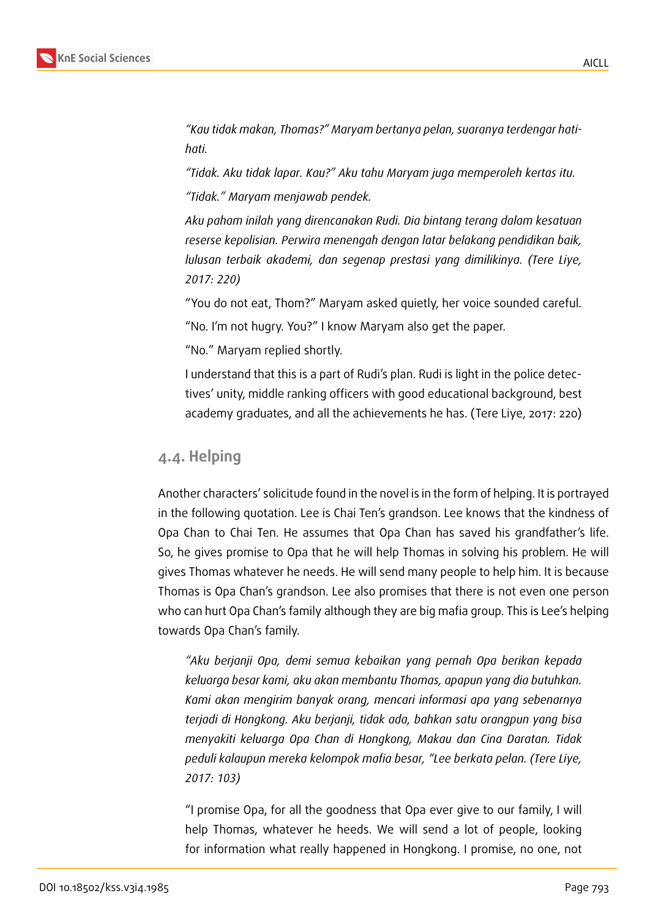*"Kau tidak makan, Thomas?" Maryam bertanya pelan, suaranya terdengar hati-hati.*

*"Tidak. Aku tidak lapar. Kau?" Aku tahu Maryam juga memperoleh kertas itu.*

*"Tidak." Maryam menjawab pendek.*

*Aku paham inilah yang direncanakan Rudi. Dia bintang terang dalam kesatuan reserse kepolisian. Perwira menengah dengan latar belakang pendidikan baik, lulusan terbaik akademi, dan segenap prestasi yang dimilikinya. (Tere Liye, 2017: 220)*

"You do not eat, Thom?" Maryam asked quietly, her voice sounded careful.

"No. I'm not hugry. You?" I know Maryam also get the paper.

"No." Maryam replied shortly.

I understand that this is a part of Rudi's plan. Rudi is light in the police detectives' unity, middle ranking officers with good educational background, best academy graduates, and all the achievements he has. (Tere Liye, 2017: 220)

## 4.4. Helping

Another characters' solicitude found in the novel is in the form of helping. It is portrayed in the following quotation. Lee is Chai Ten's grandson. Lee knows that the kindness of Opa Chan to Chai Ten. He assumes that Opa Chan has saved his grandfather's life. So, he gives promise to Opa that he will help Thomas in solving his problem. He will gives Thomas whatever he needs. He will send many people to help him. It is because Thomas is Opa Chan's grandson. Lee also promises that there is not even one person who can hurt Opa Chan's family although they are big mafia group. This is Lee's helping towards Opa Chan's family.

*"Aku berjanji Opa, demi semua kebaikan yang pernah Opa berikan kepada keluarga besar kami, aku akan membantu Thomas, apapun yang dia butuhkan. Kami akan mengirim banyak orang, mencari informasi apa yang sebenarnya terjadi di Hongkong. Aku berjanji, tidak ada, bahkan satu orangpun yang bisa menyakiti keluarga Opa Chan di Hongkong, Makau dan Cina Daratan. Tidak peduli kalaupun mereka kelompok mafia besar, "Lee berkata pelan. (Tere Liye, 2017: 103)*

"I promise Opa, for all the goodness that Opa ever give to our family, I will help Thomas, whatever he heeds. We will send a lot of people, looking for information what really happened in Hongkong. I promise, no one, not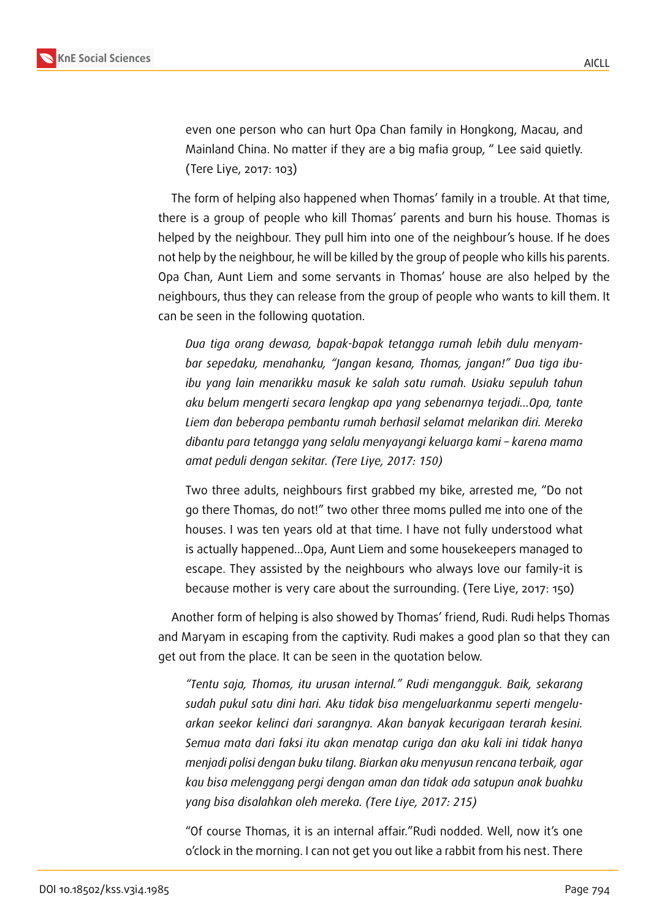even one person who can hurt Opa Chan family in Hongkong, Macau, and Mainland China. No matter if they are a big mafia group, " Lee said quietly. (Tere Liye, 2017: 103)

The form of helping also happened when Thomas' family in a trouble. At that time, there is a group of people who kill Thomas' parents and burn his house. Thomas is helped by the neighbour. They pull him into one of the neighbour's house. If he does not help by the neighbour, he will be killed by the group of people who kills his parents. Opa Chan, Aunt Liem and some servants in Thomas' house are also helped by the neighbours, thus they can release from the group of people who wants to kill them. It can be seen in the following quotation.

> *Dua tiga orang dewasa, bapak-bapak tetangga rumah lebih dulu menyambar sepedaku, menahanku, "Jangan kesana, Thomas, jangan!" Dua tiga ibu-ibu yang lain menarikku masuk ke salah satu rumah. Usiaku sepuluh tahun aku belum mengerti secara lengkap apa yang sebenarnya terjadi...Opa, tante Liem dan beberapa pembantu rumah berhasil selamat melarikan diri. Mereka dibantu para tetangga yang selalu menyayangi keluarga kami – karena mama amat peduli dengan sekitar. (Tere Liye, 2017: 150)*

> Two three adults, neighbours first grabbed my bike, arrested me, "Do not go there Thomas, do not!" two other three moms pulled me into one of the houses. I was ten years old at that time. I have not fully understood what is actually happened...Opa, Aunt Liem and some housekeepers managed to escape. They assisted by the neighbours who always love our family-it is because mother is very care about the surrounding. (Tere Liye, 2017: 150)

Another form of helping is also showed by Thomas' friend, Rudi. Rudi helps Thomas and Maryam in escaping from the captivity. Rudi makes a good plan so that they can get out from the place. It can be seen in the quotation below.

> *"Tentu saja, Thomas, itu urusan internal." Rudi mengangguk. Baik, sekarang sudah pukul satu dini hari. Aku tidak bisa mengeluarkanmu seperti mengeluarkan seekor kelinci dari sarangnya. Akan banyak kecurigaan terarah kesini. Semua mata dari faksi itu akan menatap curiga dan aku kali ini tidak hanya menjadi polisi dengan buku tilang. Biarkan aku menyusun rencana terbaik, agar kau bisa melenggang pergi dengan aman dan tidak ada satupun anak buahku yang bisa disalahkan oleh mereka. (Tere Liye, 2017: 215)*

> "Of course Thomas, it is an internal affair."Rudi nodded. Well, now it's one o'clock in the morning. I can not get you out like a rabbit from his nest. There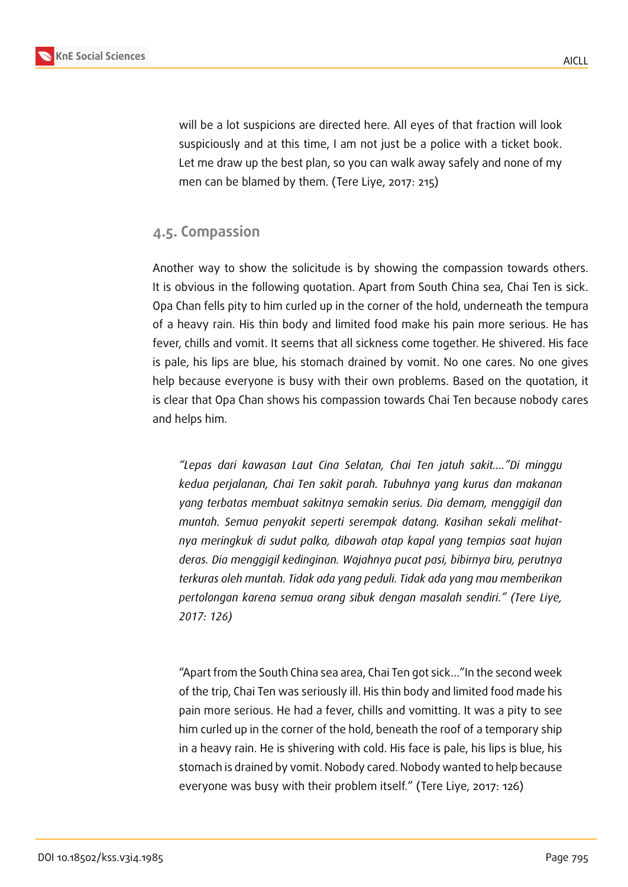will be a lot suspicions are directed here. All eyes of that fraction will look suspiciously and at this time, I am not just be a police with a ticket book. Let me draw up the best plan, so you can walk away safely and none of my men can be blamed by them. (Tere Liye, 2017: 215)

### 4.5. Compassion

Another way to show the solicitude is by showing the compassion towards others. It is obvious in the following quotation. Apart from South China sea, Chai Ten is sick. Opa Chan fells pity to him curled up in the corner of the hold, underneath the tempura of a heavy rain. His thin body and limited food make his pain more serious. He has fever, chills and vomit. It seems that all sickness come together. He shivered. His face is pale, his lips are blue, his stomach drained by vomit. No one cares. No one gives help because everyone is busy with their own problems. Based on the quotation, it is clear that Opa Chan shows his compassion towards Chai Ten because nobody cares and helps him.

> *"Lepas dari kawasan Laut Cina Selatan, Chai Ten jatuh sakit...."Di minggu kedua perjalanan, Chai Ten sakit parah. Tubuhnya yang kurus dan makanan yang terbatas membuat sakitnya semakin serius. Dia demam, menggigil dan muntah. Semua penyakit seperti serempak datang. Kasihan sekali melihatnya meringkuk di sudut palka, dibawah atap kapal yang tempias saat hujan deras. Dia menggigil kedinginan. Wajahnya pucat pasi, bibirnya biru, perutnya terkuras oleh muntah. Tidak ada yang peduli. Tidak ada yang mau memberikan pertolongan karena semua orang sibuk dengan masalah sendiri." (Tere Liye, 2017: 126)*

> "Apart from the South China sea area, Chai Ten got sick..."In the second week of the trip, Chai Ten was seriously ill. His thin body and limited food made his pain more serious. He had a fever, chills and vomitting. It was a pity to see him curled up in the corner of the hold, beneath the roof of a temporary ship in a heavy rain. He is shivering with cold. His face is pale, his lips is blue, his stomach is drained by vomit. Nobody cared. Nobody wanted to help because everyone was busy with their problem itself." (Tere Liye, 2017: 126)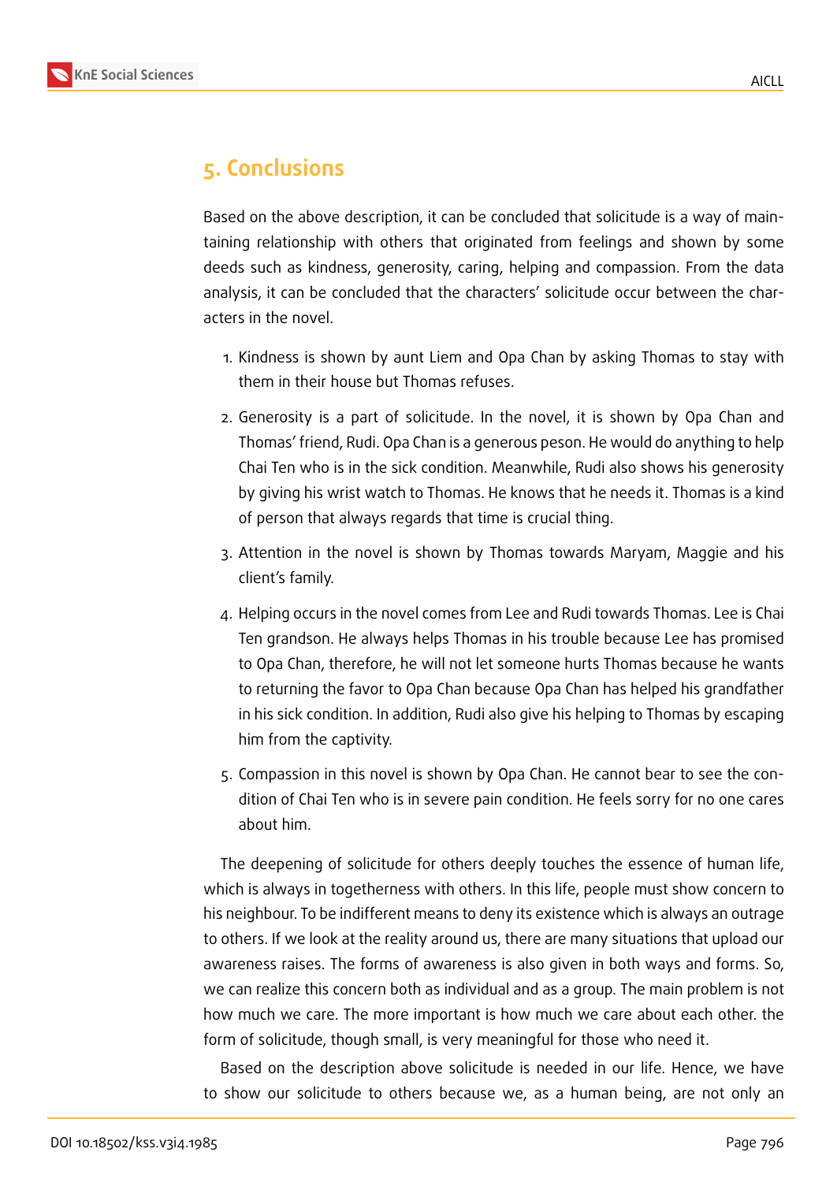## 5. Conclusions

Based on the above description, it can be concluded that solicitude is a way of maintaining relationship with others that originated from feelings and shown by some deeds such as kindness, generosity, caring, helping and compassion. From the data analysis, it can be concluded that the characters' solicitude occur between the characters in the novel.

1. Kindness is shown by aunt Liem and Opa Chan by asking Thomas to stay with them in their house but Thomas refuses.
2. Generosity is a part of solicitude. In the novel, it is shown by Opa Chan and Thomas' friend, Rudi. Opa Chan is a generous peson. He would do anything to help Chai Ten who is in the sick condition. Meanwhile, Rudi also shows his generosity by giving his wrist watch to Thomas. He knows that he needs it. Thomas is a kind of person that always regards that time is crucial thing.
3. Attention in the novel is shown by Thomas towards Maryam, Maggie and his client's family.
4. Helping occurs in the novel comes from Lee and Rudi towards Thomas. Lee is Chai Ten grandson. He always helps Thomas in his trouble because Lee has promised to Opa Chan, therefore, he will not let someone hurts Thomas because he wants to returning the favor to Opa Chan because Opa Chan has helped his grandfather in his sick condition. In addition, Rudi also give his helping to Thomas by escaping him from the captivity.
5. Compassion in this novel is shown by Opa Chan. He cannot bear to see the condition of Chai Ten who is in severe pain condition. He feels sorry for no one cares about him.

The deepening of solicitude for others deeply touches the essence of human life, which is always in togetherness with others. In this life, people must show concern to his neighbour. To be indifferent means to deny its existence which is always an outrage to others. If we look at the reality around us, there are many situations that upload our awareness raises. The forms of awareness is also given in both ways and forms. So, we can realize this concern both as individual and as a group. The main problem is not how much we care. The more important is how much we care about each other. the form of solicitude, though small, is very meaningful for those who need it.

Based on the description above solicitude is needed in our life. Hence, we have to show our solicitude to others because we, as a human being, are not only an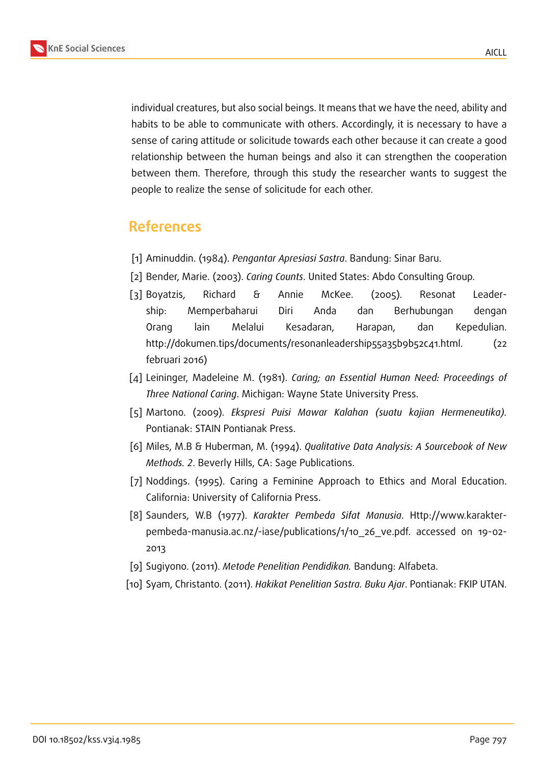individual creatures, but also social beings. It means that we have the need, ability and habits to be able to communicate with others. Accordingly, it is necessary to have a sense of caring attitude or solicitude towards each other because it can create a good relationship between the human beings and also it can strengthen the cooperation between them. Therefore, through this study the researcher wants to suggest the people to realize the sense of solicitude for each other.

## References

[1] Aminuddin. (1984). *Pengantar Apresiasi Sastra*. Bandung: Sinar Baru.

[2] Bender, Marie. (2003). *Caring Counts*. United States: Abdo Consulting Group.

[3] Boyatzis, Richard & Annie McKee. (2005). Resonat Leadership: Memperbaharui Diri Anda dan Berhubungan dengan Orang lain Melalui Kesadaran, Harapan, dan Kepedulian. http://dokumen.tips/documents/resonanleadership55a35b9b52c41.html. (22 februari 2016)

[4] Leininger, Madeleine M. (1981). *Caring; an Essential Human Need: Proceedings of Three National Caring*. Michigan: Wayne State University Press.

[5] Martono. (2009). *Ekspresi Puisi Mawar Kalahan (suatu kajian Hermeneutika)*. Pontianak: STAIN Pontianak Press.

[6] Miles, M.B & Huberman, M. (1994). *Qualitative Data Analysis: A Sourcebook of New Methods. 2*. Beverly Hills, CA: Sage Publications.

[7] Noddings. (1995). Caring a Feminine Approach to Ethics and Moral Education. California: University of California Press.

[8] Saunders, W.B (1977). *Karakter Pembeda Sifat Manusia*. Http://www.karakter-pembeda-manusia.ac.nz/-iase/publications/1/10_26_ve.pdf. accessed on 19-02-2013

[9] Sugiyono. (2011). *Metode Penelitian Pendidikan.* Bandung: Alfabeta.

[10] Syam, Christanto. (2011). *Hakikat Penelitian Sastra. Buku Ajar*. Pontianak: FKIP UTAN.